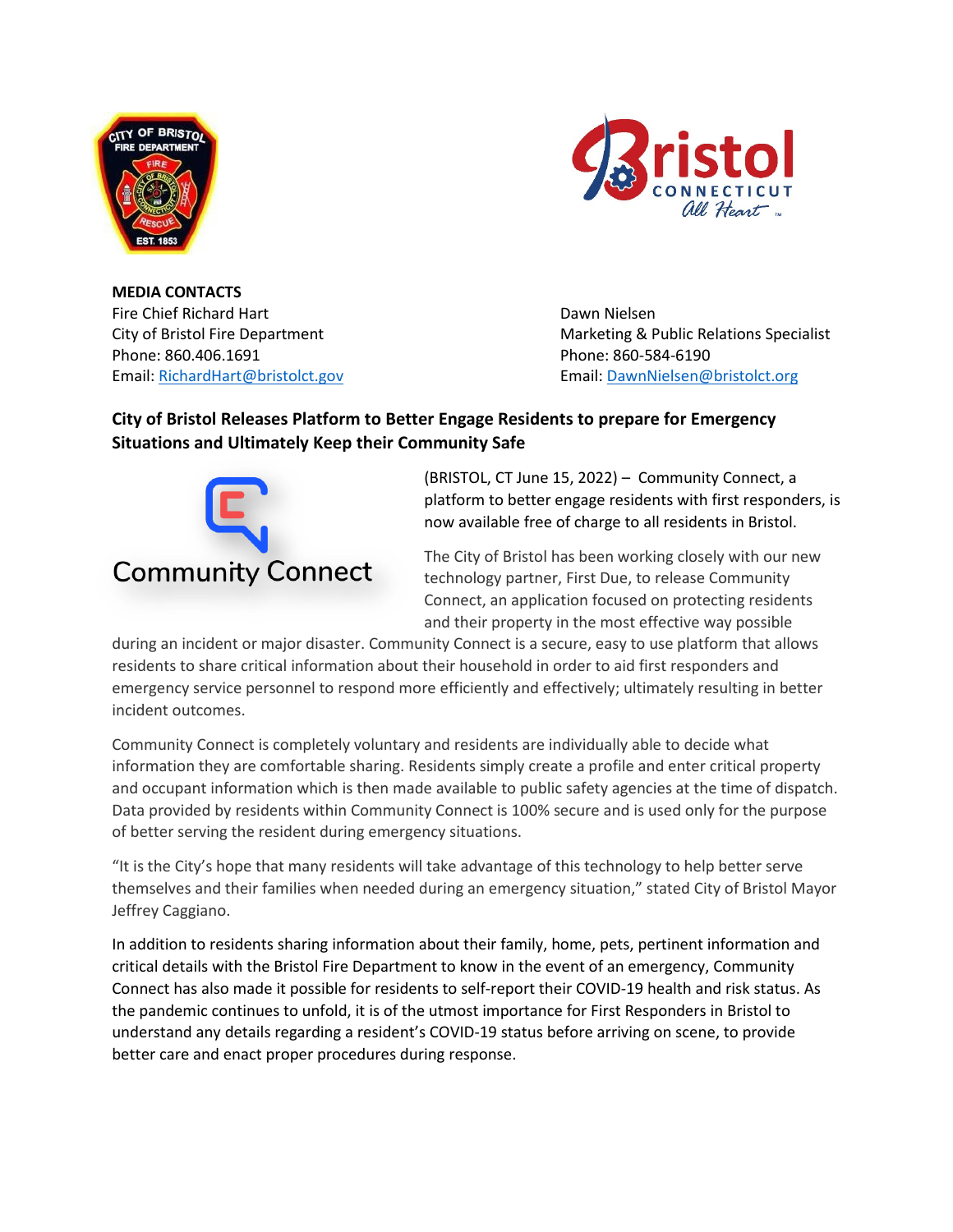**MEDIA CONTACTS**

Fire Chief Richard Hart
City of Bristol Fire Department
Phone: 860.406.1691
Email: RichardHart@bristolct.gov

Dawn Nielsen
Marketing & Public Relations Specialist
Phone: 860-584-6190
Email: DawnNielsen@bristolct.org

**City of Bristol Releases Platform to Better Engage Residents to prepare for Emergency Situations and Ultimately Keep their Community Safe**

(BRISTOL, CT June 15, 2022) – Community Connect, a platform to better engage residents with first responders, is now available free of charge to all residents in Bristol.

The City of Bristol has been working closely with our new technology partner, First Due, to release Community Connect, an application focused on protecting residents and their property in the most effective way possible during an incident or major disaster. Community Connect is a secure, easy to use platform that allows residents to share critical information about their household in order to aid first responders and emergency service personnel to respond more efficiently and effectively; ultimately resulting in better incident outcomes.

Community Connect is completely voluntary and residents are individually able to decide what information they are comfortable sharing. Residents simply create a profile and enter critical property and occupant information which is then made available to public safety agencies at the time of dispatch. Data provided by residents within Community Connect is 100% secure and is used only for the purpose of better serving the resident during emergency situations.

"It is the City's hope that many residents will take advantage of this technology to help better serve themselves and their families when needed during an emergency situation," stated City of Bristol Mayor Jeffrey Caggiano.

In addition to residents sharing information about their family, home, pets, pertinent information and critical details with the Bristol Fire Department to know in the event of an emergency, Community Connect has also made it possible for residents to self-report their COVID-19 health and risk status. As the pandemic continues to unfold, it is of the utmost importance for First Responders in Bristol to understand any details regarding a resident's COVID-19 status before arriving on scene, to provide better care and enact proper procedures during response.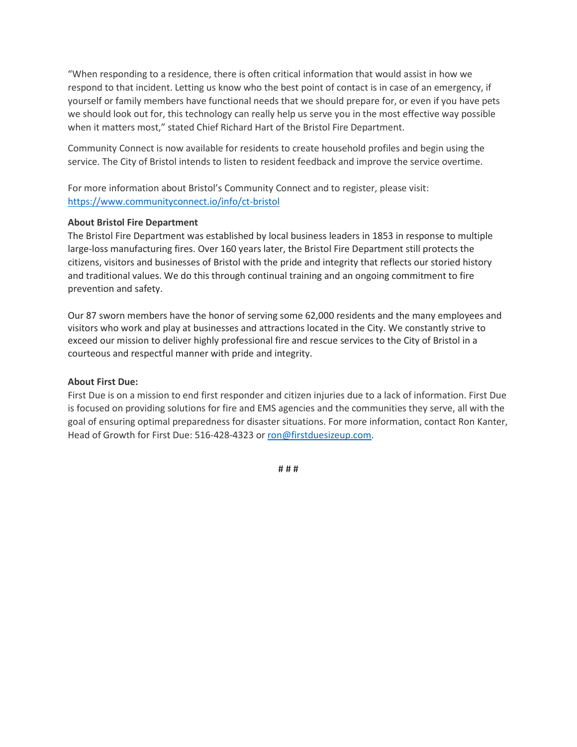"When responding to a residence, there is often critical information that would assist in how we respond to that incident. Letting us know who the best point of contact is in case of an emergency, if yourself or family members have functional needs that we should prepare for, or even if you have pets we should look out for, this technology can really help us serve you in the most effective way possible when it matters most," stated Chief Richard Hart of the Bristol Fire Department.

Community Connect is now available for residents to create household profiles and begin using the service. The City of Bristol intends to listen to resident feedback and improve the service overtime.

For more information about Bristol's Community Connect and to register, please visit: https://www.communityconnect.io/info/ct-bristol

**About Bristol Fire Department**
The Bristol Fire Department was established by local business leaders in 1853 in response to multiple large-loss manufacturing fires. Over 160 years later, the Bristol Fire Department still protects the citizens, visitors and businesses of Bristol with the pride and integrity that reflects our storied history and traditional values. We do this through continual training and an ongoing commitment to fire prevention and safety.

Our 87 sworn members have the honor of serving some 62,000 residents and the many employees and visitors who work and play at businesses and attractions located in the City. We constantly strive to exceed our mission to deliver highly professional fire and rescue services to the City of Bristol in a courteous and respectful manner with pride and integrity.

**About First Due:**
First Due is on a mission to end first responder and citizen injuries due to a lack of information. First Due is focused on providing solutions for fire and EMS agencies and the communities they serve, all with the goal of ensuring optimal preparedness for disaster situations. For more information, contact Ron Kanter, Head of Growth for First Due: 516-428-4323 or ron@firstduesizeup.com.

# # #